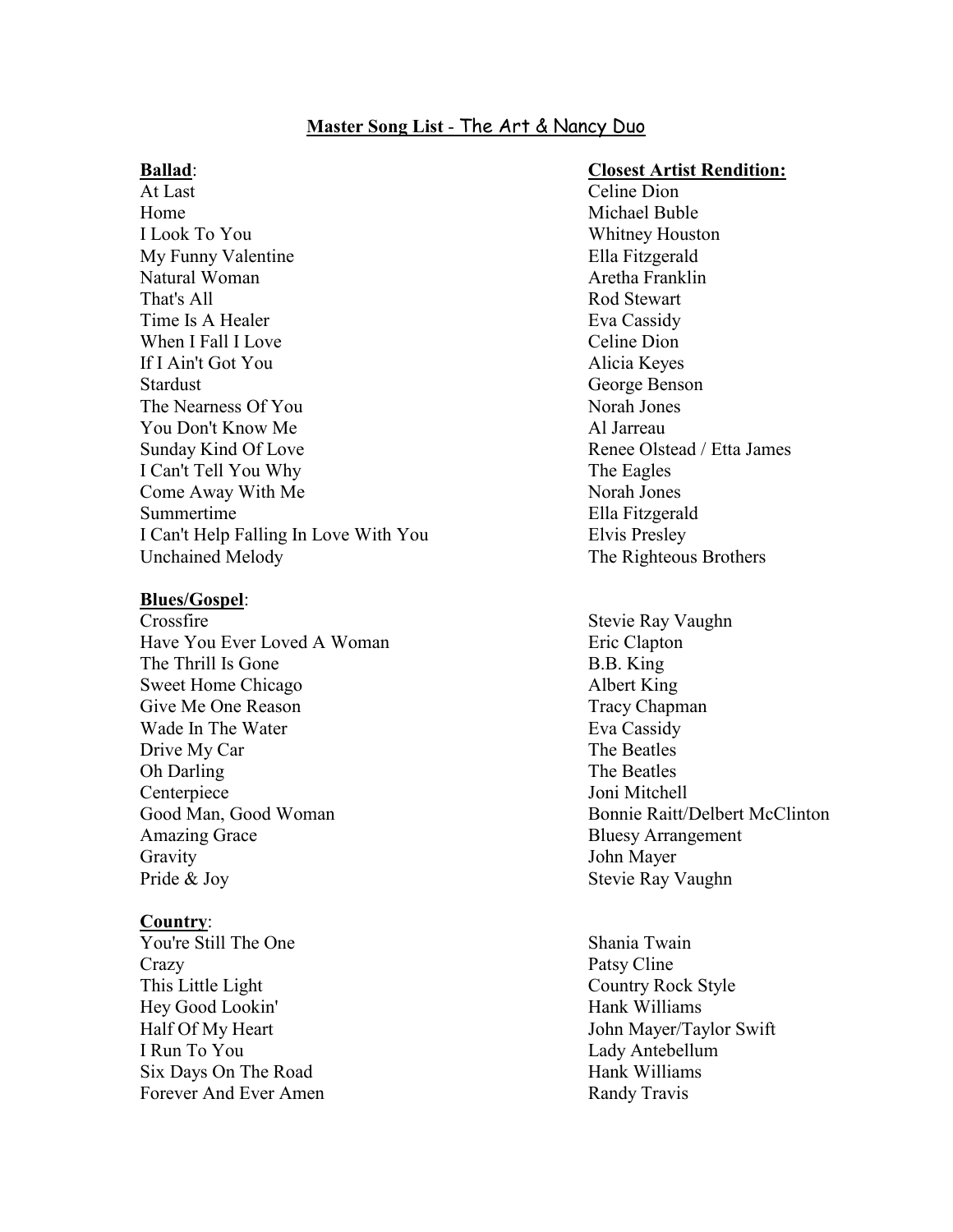## Master Song List - The Art & Nancy Duo

| **Ballad**: | **Closest Artist Rendition:** |
|---|---|
| At Last | Celine Dion |
| Home | Michael Buble |
| I Look To You | Whitney Houston |
| My Funny Valentine | Ella Fitzgerald |
| Natural Woman | Aretha Franklin |
| That's All | Rod Stewart |
| Time Is A Healer | Eva Cassidy |
| When I Fall I Love | Celine Dion |
| If I Ain't Got You | Alicia Keyes |
| Stardust | George Benson |
| The Nearness Of You | Norah Jones |
| You Don't Know Me | Al Jarreau |
| Sunday Kind Of Love | Renee Olstead / Etta James |
| I Can't Tell You Why | The Eagles |
| Come Away With Me | Norah Jones |
| Summertime | Ella Fitzgerald |
| I Can't Help Falling In Love With You | Elvis Presley |
| Unchained Melody | The Righteous Brothers |

**Blues/Gospel**:

| | |
|---|---|
| Crossfire | Stevie Ray Vaughn |
| Have You Ever Loved A Woman | Eric Clapton |
| The Thrill Is Gone | B.B. King |
| Sweet Home Chicago | Albert King |
| Give Me One Reason | Tracy Chapman |
| Wade In The Water | Eva Cassidy |
| Drive My Car | The Beatles |
| Oh Darling | The Beatles |
| Centerpiece | Joni Mitchell |
| Good Man, Good Woman | Bonnie Raitt/Delbert McClinton |
| Amazing Grace | Bluesy Arrangement |
| Gravity | John Mayer |
| Pride & Joy | Stevie Ray Vaughn |

**Country**:

| | |
|---|---|
| You're Still The One | Shania Twain |
| Crazy | Patsy Cline |
| This Little Light | Country Rock Style |
| Hey Good Lookin' | Hank Williams |
| Half Of My Heart | John Mayer/Taylor Swift |
| I Run To You | Lady Antebellum |
| Six Days On The Road | Hank Williams |
| Forever And Ever Amen | Randy Travis |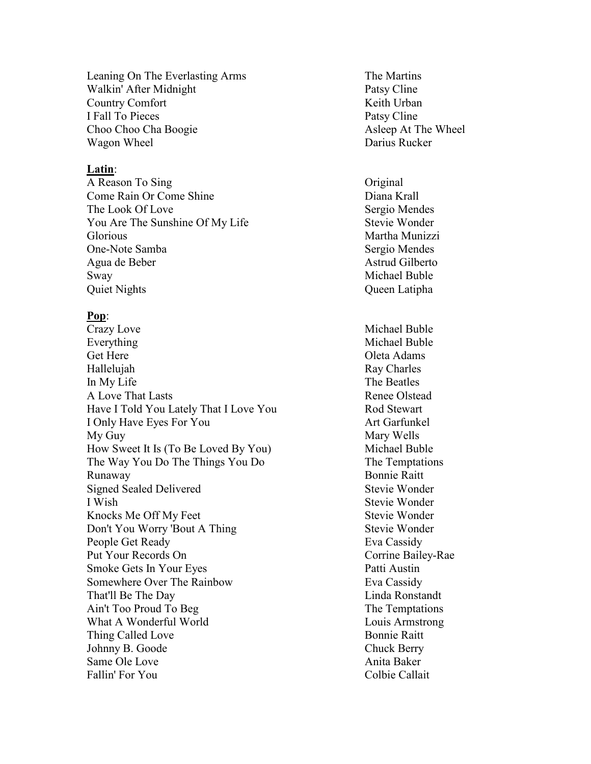| | |
|---|---|
| Leaning On The Everlasting Arms | The Martins |
| Walkin' After Midnight | Patsy Cline |
| Country Comfort | Keith Urban |
| I Fall To Pieces | Patsy Cline |
| Choo Choo Cha Boogie | Asleep At The Wheel |
| Wagon Wheel | Darius Rucker |

**<u>Latin</u>**:

| | |
|---|---|
| A Reason To Sing | Original |
| Come Rain Or Come Shine | Diana Krall |
| The Look Of Love | Sergio Mendes |
| You Are The Sunshine Of My Life | Stevie Wonder |
| Glorious | Martha Munizzi |
| One-Note Samba | Sergio Mendes |
| Agua de Beber | Astrud Gilberto |
| Sway | Michael Buble |
| Quiet Nights | Queen Latipha |

**<u>Pop</u>**:

| | |
|---|---|
| Crazy Love | Michael Buble |
| Everything | Michael Buble |
| Get Here | Oleta Adams |
| Hallelujah | Ray Charles |
| In My Life | The Beatles |
| A Love That Lasts | Renee Olstead |
| Have I Told You Lately That I Love You | Rod Stewart |
| I Only Have Eyes For You | Art Garfunkel |
| My Guy | Mary Wells |
| How Sweet It Is (To Be Loved By You) | Michael Buble |
| The Way You Do The Things You Do | The Temptations |
| Runaway | Bonnie Raitt |
| Signed Sealed Delivered | Stevie Wonder |
| I Wish | Stevie Wonder |
| Knocks Me Off My Feet | Stevie Wonder |
| Don't You Worry 'Bout A Thing | Stevie Wonder |
| People Get Ready | Eva Cassidy |
| Put Your Records On | Corrine Bailey-Rae |
| Smoke Gets In Your Eyes | Patti Austin |
| Somewhere Over The Rainbow | Eva Cassidy |
| That'll Be The Day | Linda Ronstandt |
| Ain't Too Proud To Beg | The Temptations |
| What A Wonderful World | Louis Armstrong |
| Thing Called Love | Bonnie Raitt |
| Johnny B. Goode | Chuck Berry |
| Same Ole Love | Anita Baker |
| Fallin' For You | Colbie Callait |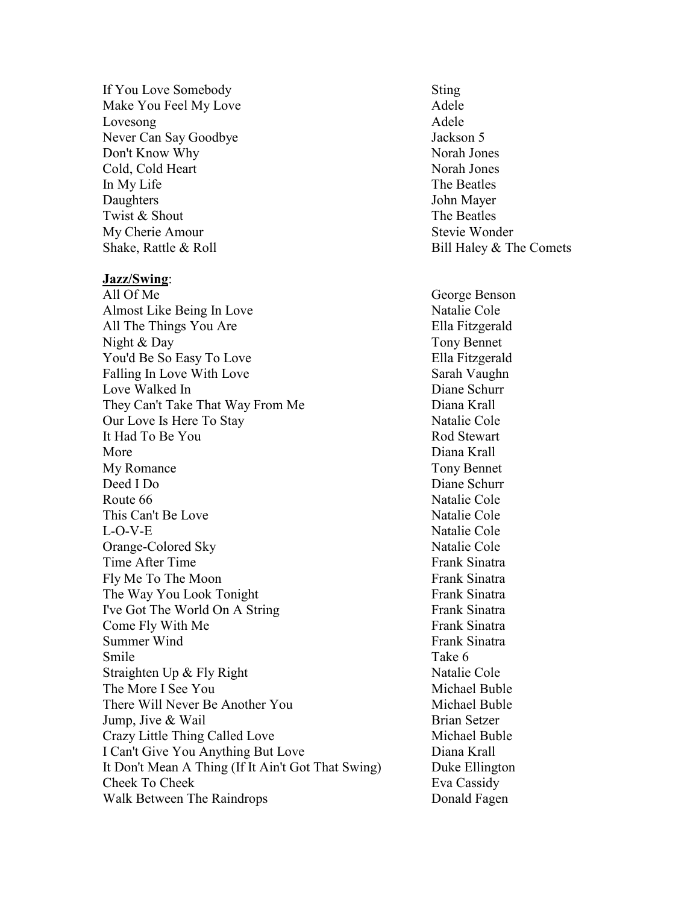| | |
|---|---|
| If You Love Somebody | Sting |
| Make You Feel My Love | Adele |
| Lovesong | Adele |
| Never Can Say Goodbye | Jackson 5 |
| Don't Know Why | Norah Jones |
| Cold, Cold Heart | Norah Jones |
| In My Life | The Beatles |
| Daughters | John Mayer |
| Twist & Shout | The Beatles |
| My Cherie Amour | Stevie Wonder |
| Shake, Rattle & Roll | Bill Haley & The Comets |

**<u>Jazz/Swing</u>**:

| | |
|---|---|
| All Of Me | George Benson |
| Almost Like Being In Love | Natalie Cole |
| All The Things You Are | Ella Fitzgerald |
| Night & Day | Tony Bennet |
| You'd Be So Easy To Love | Ella Fitzgerald |
| Falling In Love With Love | Sarah Vaughn |
| Love Walked In | Diane Schurr |
| They Can't Take That Way From Me | Diana Krall |
| Our Love Is Here To Stay | Natalie Cole |
| It Had To Be You | Rod Stewart |
| More | Diana Krall |
| My Romance | Tony Bennet |
| Deed I Do | Diane Schurr |
| Route 66 | Natalie Cole |
| This Can't Be Love | Natalie Cole |
| L-O-V-E | Natalie Cole |
| Orange-Colored Sky | Natalie Cole |
| Time After Time | Frank Sinatra |
| Fly Me To The Moon | Frank Sinatra |
| The Way You Look Tonight | Frank Sinatra |
| I've Got The World On A String | Frank Sinatra |
| Come Fly With Me | Frank Sinatra |
| Summer Wind | Frank Sinatra |
| Smile | Take 6 |
| Straighten Up & Fly Right | Natalie Cole |
| The More I See You | Michael Buble |
| There Will Never Be Another You | Michael Buble |
| Jump, Jive & Wail | Brian Setzer |
| Crazy Little Thing Called Love | Michael Buble |
| I Can't Give You Anything But Love | Diana Krall |
| It Don't Mean A Thing (If It Ain't Got That Swing) | Duke Ellington |
| Cheek To Cheek | Eva Cassidy |
| Walk Between The Raindrops | Donald Fagen |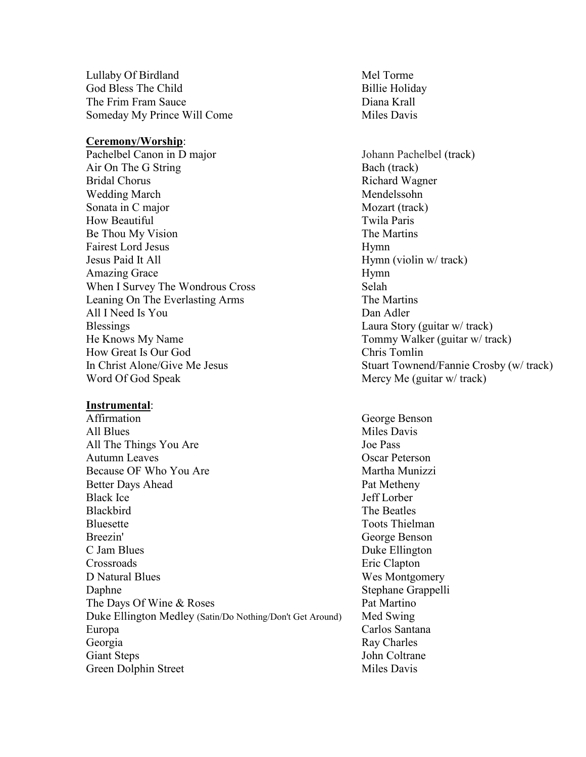| | |
|---|---|
| Lullaby Of Birdland | Mel Torme |
| God Bless The Child | Billie Holiday |
| The Frim Fram Sauce | Diana Krall |
| Someday My Prince Will Come | Miles Davis |

**Ceremony/Worship**:

| | |
|---|---|
| Pachelbel Canon in D major | Johann Pachelbel (track) |
| Air On The G String | Bach (track) |
| Bridal Chorus | Richard Wagner |
| Wedding March | Mendelssohn |
| Sonata in C major | Mozart (track) |
| How Beautiful | Twila Paris |
| Be Thou My Vision | The Martins |
| Fairest Lord Jesus | Hymn |
| Jesus Paid It All | Hymn (violin w/ track) |
| Amazing Grace | Hymn |
| When I Survey The Wondrous Cross | Selah |
| Leaning On The Everlasting Arms | The Martins |
| All I Need Is You | Dan Adler |
| Blessings | Laura Story (guitar w/ track) |
| He Knows My Name | Tommy Walker (guitar w/ track) |
| How Great Is Our God | Chris Tomlin |
| In Christ Alone/Give Me Jesus | Stuart Townend/Fannie Crosby (w/ track) |
| Word Of God Speak | Mercy Me (guitar w/ track) |

**Instrumental**:

| | |
|---|---|
| Affirmation | George Benson |
| All Blues | Miles Davis |
| All The Things You Are | Joe Pass |
| Autumn Leaves | Oscar Peterson |
| Because OF Who You Are | Martha Munizzi |
| Better Days Ahead | Pat Metheny |
| Black Ice | Jeff Lorber |
| Blackbird | The Beatles |
| Bluesette | Toots Thielman |
| Breezin' | George Benson |
| C Jam Blues | Duke Ellington |
| Crossroads | Eric Clapton |
| D Natural Blues | Wes Montgomery |
| Daphne | Stephane Grappelli |
| The Days Of Wine & Roses | Pat Martino |
| Duke Ellington Medley (Satin/Do Nothing/Don't Get Around) | Med Swing |
| Europa | Carlos Santana |
| Georgia | Ray Charles |
| Giant Steps | John Coltrane |
| Green Dolphin Street | Miles Davis |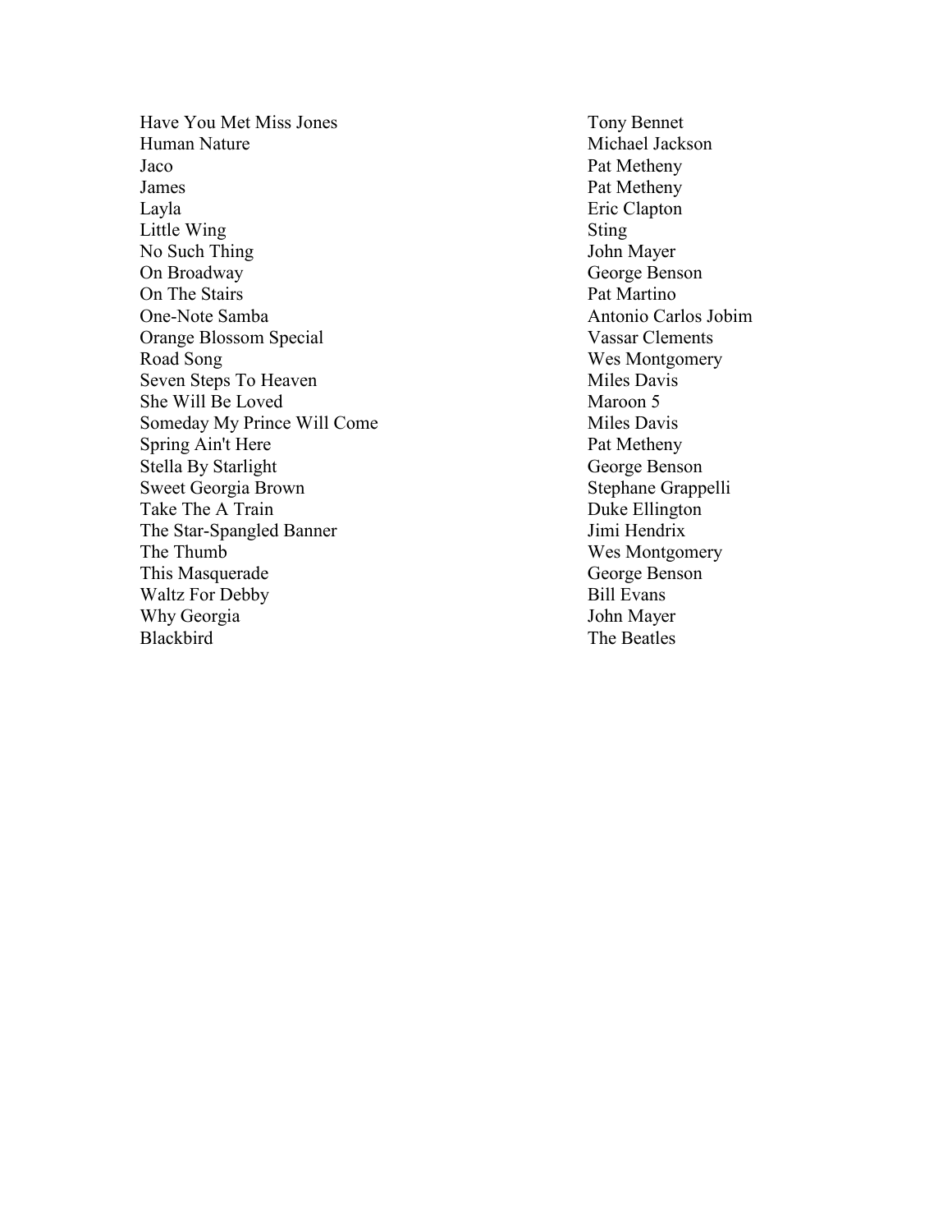| | |
|---|---|
| Have You Met Miss Jones | Tony Bennet |
| Human Nature | Michael Jackson |
| Jaco | Pat Metheny |
| James | Pat Metheny |
| Layla | Eric Clapton |
| Little Wing | Sting |
| No Such Thing | John Mayer |
| On Broadway | George Benson |
| On The Stairs | Pat Martino |
| One-Note Samba | Antonio Carlos Jobim |
| Orange Blossom Special | Vassar Clements |
| Road Song | Wes Montgomery |
| Seven Steps To Heaven | Miles Davis |
| She Will Be Loved | Maroon 5 |
| Someday My Prince Will Come | Miles Davis |
| Spring Ain't Here | Pat Metheny |
| Stella By Starlight | George Benson |
| Sweet Georgia Brown | Stephane Grappelli |
| Take The A Train | Duke Ellington |
| The Star-Spangled Banner | Jimi Hendrix |
| The Thumb | Wes Montgomery |
| This Masquerade | George Benson |
| Waltz For Debby | Bill Evans |
| Why Georgia | John Mayer |
| Blackbird | The Beatles |